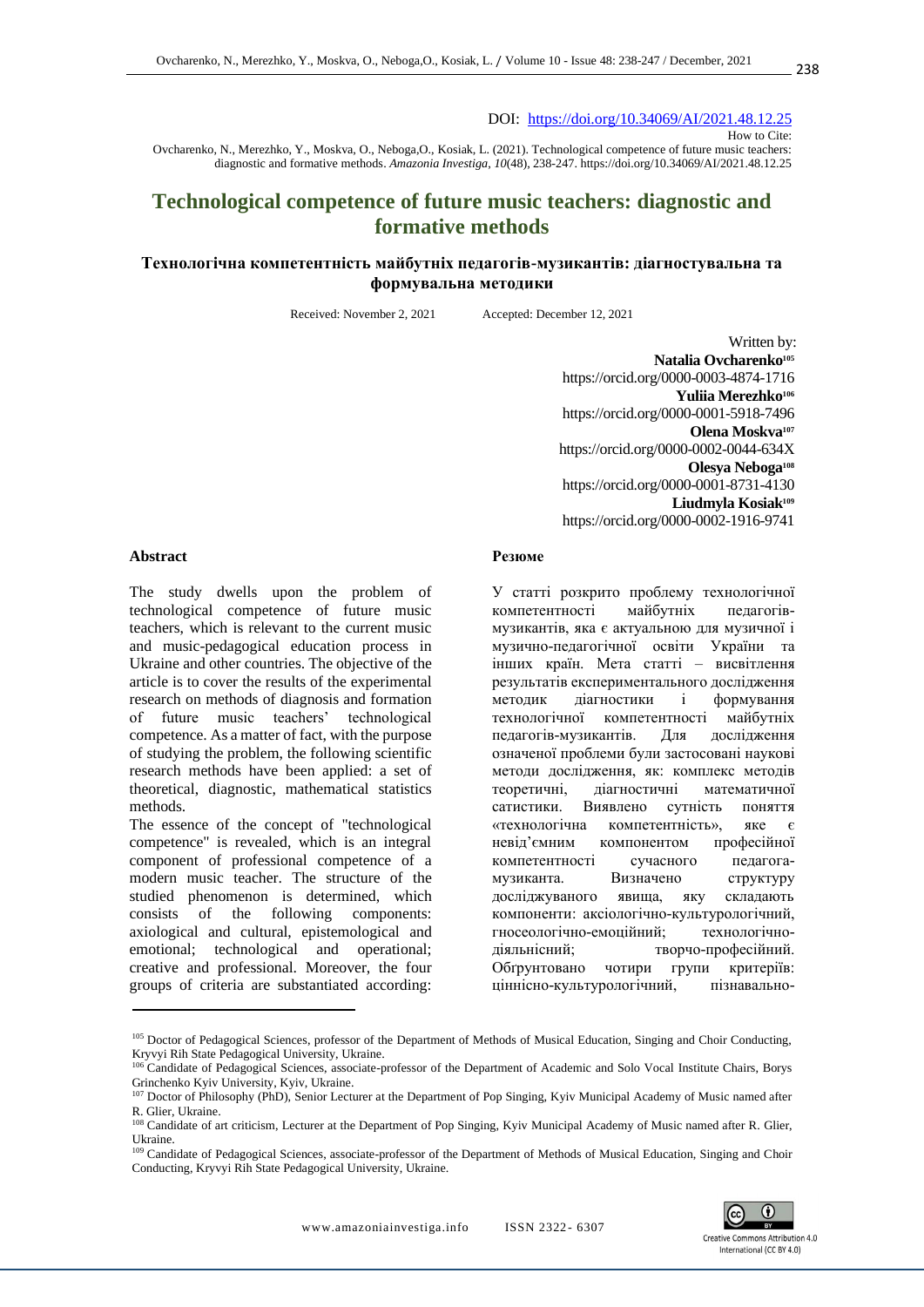DOI: https://doi.org/10.34069/AI/2021.48.12.25

How to Cite:

Ovcharenko, N., Merezhko, Y., Moskva, O., Neboga,O., Kosiak, L. (2021). Technological competence of future music teachers: diagnostic and formative methods. *Amazonia Investiga*, *10*(48), 238-247. https://doi.org/10.34069/AI/2021.48.12.25

# Technological competence of future music teachers: diagnostic and formative methods

## Технологічна компетентність майбутніх педагогів-музикантів: діагностувальна та формувальна методики

Received: November 2, 2021 Accepted: December 12, 2021

Written by:

**Natalia Ovcharenko**[105]
https://orcid.org/0000-0003-4874-1716

**Yuliia Merezhko**[106]
https://orcid.org/0000-0001-5918-7496

**Olena Moskva**[107]
https://orcid.org/0000-0002-0044-634X

**Olesya Neboga**[108]
https://orcid.org/0000-0001-8731-4130

**Liudmyla Kosiak**[109]
https://orcid.org/0000-0002-1916-9741

### Abstract

The study dwells upon the problem of technological competence of future music teachers, which is relevant to the current music and music-pedagogical education process in Ukraine and other countries. The objective of the article is to cover the results of the experimental research on methods of diagnosis and formation of future music teachers' technological competence. As a matter of fact, with the purpose of studying the problem, the following scientific research methods have been applied: a set of theoretical, diagnostic, mathematical statistics methods.

The essence of the concept of "technological competence" is revealed, which is an integral component of professional competence of a modern music teacher. The structure of the studied phenomenon is determined, which consists of the following components: axiological and cultural, epistemological and emotional; technological and operational; creative and professional. Moreover, the four groups of criteria are substantiated according:

### Резюме

У статті розкрито проблему технологічної компетентності майбутніх педагогів-музикантів, яка є актуальною для музичної і музично-педагогічної освіти України та інших країн. Мета статті – висвітлення результатів експериментального дослідження методик діагностики і формування технологічної компетентності майбутніх педагогів-музикантів. Для дослідження означеної проблеми були застосовані наукові методи дослідження, як: комплекс методів теоретичні, діагностичні математичної сатистики. Виявлено сутність поняття «технологічна компетентність», яке є невід'ємним компонентом професійної компетентності сучасного педагога-музиканта. Визначено структуру досліджуваного явища, яку складають компоненти: аксіологічно-культурологічний, гносеологічно-емоційний; технологічно-діяльнісний; творчо-професійний. Обгрунтовано чотири групи критеріїв: ціннісно-культурологічний, пізнавально-

---

[105] Doctor of Pedagogical Sciences, professor of the Department of Methods of Musical Education, Singing and Choir Conducting, Kryvyi Rih State Pedagogical University, Ukraine.

[106] Candidate of Pedagogical Sciences, associate-professor of the Department of Academic and Solo Vocal Institute Chairs, Borys Grinchenko Kyiv University, Kyiv, Ukraine.

[107] Doctor of Philosophy (PhD), Senior Lecturer at the Department of Pop Singing, Kyiv Municipal Academy of Music named after R. Glier, Ukraine.

[108] Candidate of art criticism, Lecturer at the Department of Pop Singing, Kyiv Municipal Academy of Music named after R. Glier, Ukraine.

[109] Candidate of Pedagogical Sciences, associate-professor of the Department of Methods of Musical Education, Singing and Choir Conducting, Kryvyi Rih State Pedagogical University, Ukraine.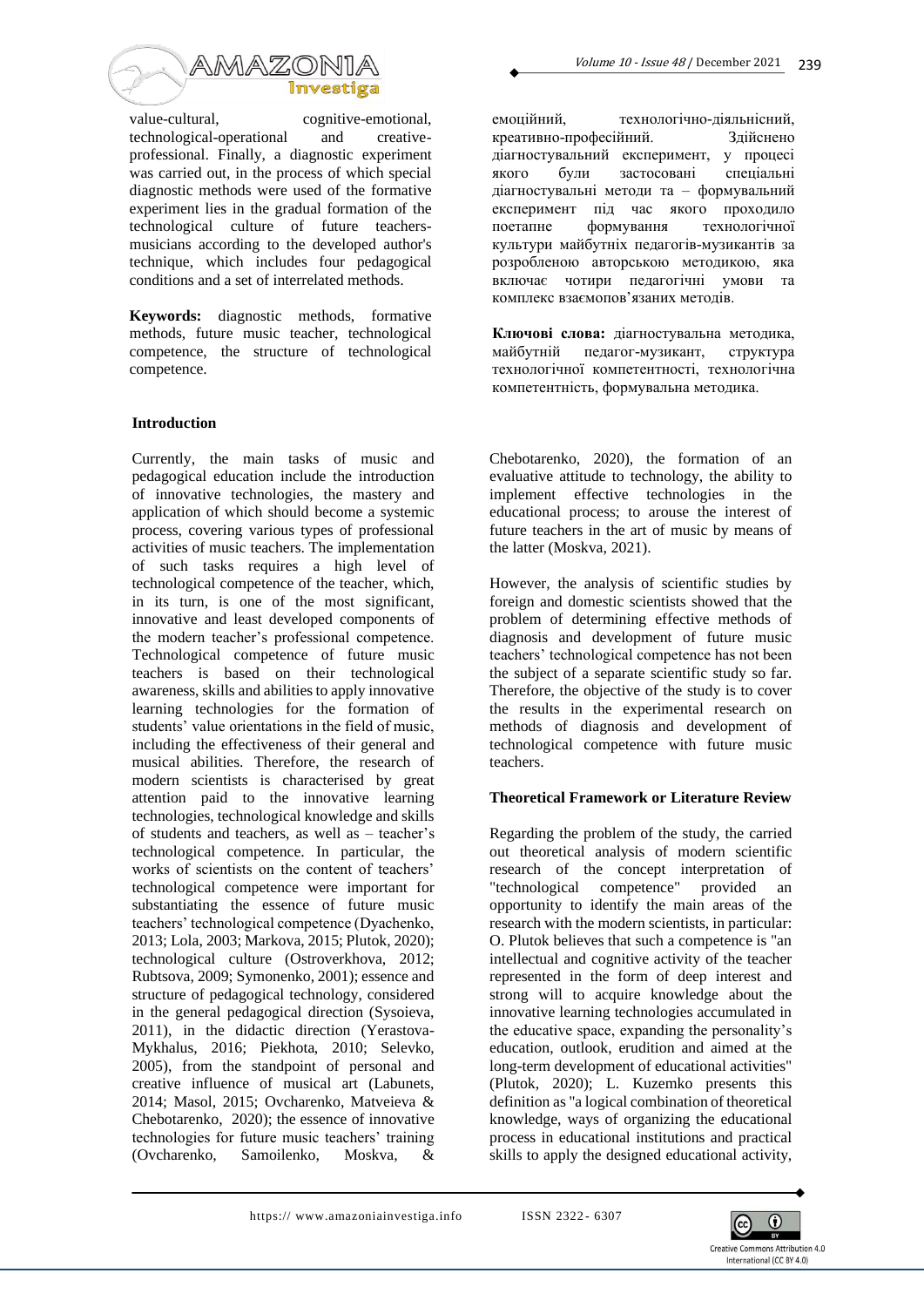value-cultural, cognitive-emotional, technological-operational and creative-professional. Finally, a diagnostic experiment was carried out, in the process of which special diagnostic methods were used of the formative experiment lies in the gradual formation of the technological culture of future teachers-musicians according to the developed author's technique, which includes four pedagogical conditions and a set of interrelated methods.

**Keywords:** diagnostic methods, formative methods, future music teacher, technological competence, the structure of technological competence.

емоційний, технологічно-діяльнісний, креативно-професійний. Здійснено діагностувальний експеримент, у процесі якого були застосовані спеціальні діагностувальні методи та – формувальний експеримент під час якого проходило поетапне формування технологічної культури майбутніх педагогів-музикантів за розробленою авторською методикою, яка включає чотири педагогічні умови та комплекс взаємопов'язаних методів.

**Ключові слова:** діагностувальна методика, майбутній педагог-музикант, структура технологічної компетентності, технологічна компетентність, формувальна методика.

## Introduction

Currently, the main tasks of music and pedagogical education include the introduction of innovative technologies, the mastery and application of which should become a systemic process, covering various types of professional activities of music teachers. The implementation of such tasks requires a high level of technological competence of the teacher, which, in its turn, is one of the most significant, innovative and least developed components of the modern teacher's professional competence. Technological competence of future music teachers is based on their technological awareness, skills and abilities to apply innovative learning technologies for the formation of students' value orientations in the field of music, including the effectiveness of their general and musical abilities. Therefore, the research of modern scientists is characterised by great attention paid to the innovative learning technologies, technological knowledge and skills of students and teachers, as well as – teacher's technological competence. In particular, the works of scientists on the content of teachers' technological competence were important for substantiating the essence of future music teachers' technological competence (Dyachenko, 2013; Lola, 2003; Markova, 2015; Plutok, 2020); technological culture (Ostroverkhova, 2012; Rubtsova, 2009; Symonenko, 2001); essence and structure of pedagogical technology, considered in the general pedagogical direction (Sysoieva, 2011), in the didactic direction (Yerastova-Mykhalus, 2016; Piekhota, 2010; Selevko, 2005), from the standpoint of personal and creative influence of musical art (Labunets, 2014; Masol, 2015; Ovcharenko, Matveieva & Chebotarenko, 2020); the essence of innovative technologies for future music teachers' training (Ovcharenko, Samoilenko, Moskva, & Chebotarenko, 2020), the formation of an evaluative attitude to technology, the ability to implement effective technologies in the educational process; to arouse the interest of future teachers in the art of music by means of the latter (Moskva, 2021).

However, the analysis of scientific studies by foreign and domestic scientists showed that the problem of determining effective methods of diagnosis and development of future music teachers' technological competence has not been the subject of a separate scientific study so far. Therefore, the objective of the study is to cover the results in the experimental research on methods of diagnosis and development of technological competence with future music teachers.

## Theoretical Framework or Literature Review

Regarding the problem of the study, the carried out theoretical analysis of modern scientific research of the concept interpretation of "technological competence" provided an opportunity to identify the main areas of the research with the modern scientists, in particular: O. Plutok believes that such a competence is "an intellectual and cognitive activity of the teacher represented in the form of deep interest and strong will to acquire knowledge about the innovative learning technologies accumulated in the educative space, expanding the personality's education, outlook, erudition and aimed at the long-term development of educational activities" (Plutok, 2020); L. Kuzemko presents this definition as "a logical combination of theoretical knowledge, ways of organizing the educational process in educational institutions and practical skills to apply the designed educational activity,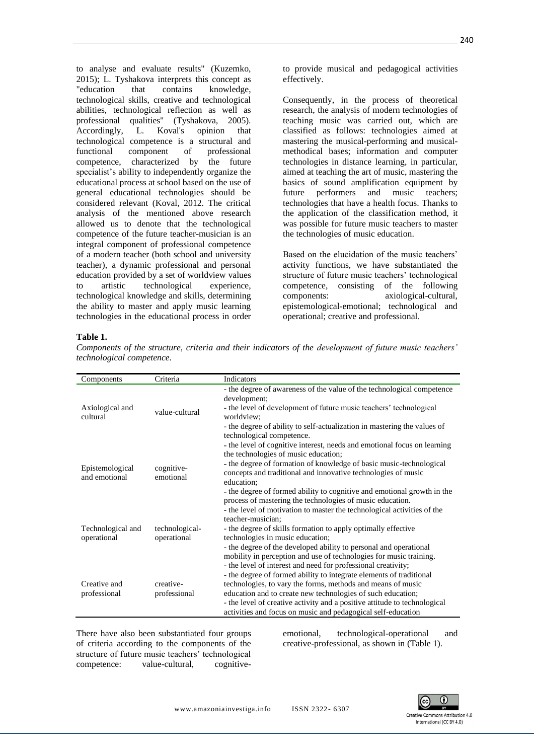to analyse and evaluate results" (Kuzemko, 2015); L. Tyshakova interprets this concept as "education that contains knowledge, technological skills, creative and technological abilities, technological reflection as well as professional qualities" (Tyshakova, 2005). Accordingly, L. Koval's opinion that technological competence is a structural and functional component of professional competence, characterized by the future specialist's ability to independently organize the educational process at school based on the use of general educational technologies should be considered relevant (Koval, 2012. The critical analysis of the mentioned above research allowed us to denote that the technological competence of the future teacher-musician is an integral component of professional competence of a modern teacher (both school and university teacher), a dynamic professional and personal education provided by a set of worldview values to artistic technological experience, technological knowledge and skills, determining the ability to master and apply music learning technologies in the educational process in order to provide musical and pedagogical activities effectively.

Consequently, in the process of theoretical research, the analysis of modern technologies of teaching music was carried out, which are classified as follows: technologies aimed at mastering the musical-performing and musical-methodical bases; information and computer technologies in distance learning, in particular, aimed at teaching the art of music, mastering the basics of sound amplification equipment by future performers and music teachers; technologies that have a health focus. Thanks to the application of the classification method, it was possible for future music teachers to master the technologies of music education.

Based on the elucidation of the music teachers' activity functions, we have substantiated the structure of future music teachers' technological competence, consisting of the following components: axiological-cultural, epistemological-emotional; technological and operational; creative and professional.

**Table 1.**

*Components of the structure, criteria and their indicators of the development of future music teachers' technological competence.*

| Components | Criteria | Indicators |
|---|---|---|
| Axiological and cultural | value-cultural | - the degree of awareness of the value of the technological competence development;<br>- the level of development of future music teachers' technological worldview;<br>- the degree of ability to self-actualization in mastering the values of technological competence. |
| Epistemological and emotional | cognitive-emotional | - the level of cognitive interest, needs and emotional focus on learning the technologies of music education;<br>- the degree of formation of knowledge of basic music-technological concepts and traditional and innovative technologies of music education;<br>- the degree of formed ability to cognitive and emotional growth in the process of mastering the technologies of music education. |
| Technological and operational | technological-operational | - the level of motivation to master the technological activities of the teacher-musician;<br>- the degree of skills formation to apply optimally effective technologies in music education;<br>- the degree of the developed ability to personal and operational mobility in perception and use of technologies for music training. |
| Creative and professional | creative-professional | - the level of interest and need for professional creativity;<br>- the degree of formed ability to integrate elements of traditional technologies, to vary the forms, methods and means of music education and to create new technologies of such education;<br>- the level of creative activity and a positive attitude to technological activities and focus on music and pedagogical self-education |

There have also been substantiated four groups of criteria according to the components of the structure of future music teachers' technological competence: value-cultural, cognitive-emotional, technological-operational and creative-professional, as shown in (Table 1).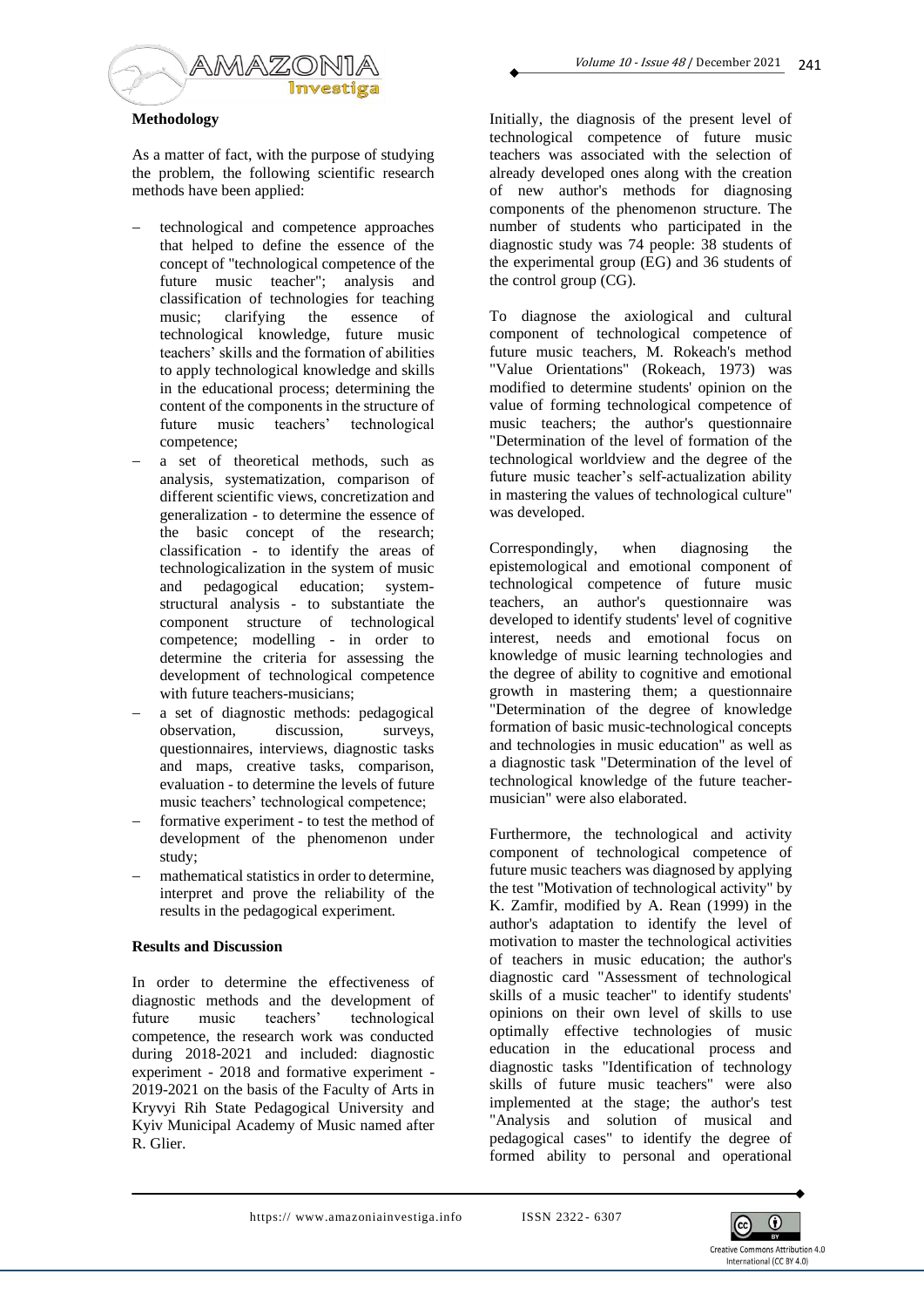### Methodology

As a matter of fact, with the purpose of studying the problem, the following scientific research methods have been applied:

- technological and competence approaches that helped to define the essence of the concept of "technological competence of the future music teacher"; analysis and classification of technologies for teaching music; clarifying the essence of technological knowledge, future music teachers' skills and the formation of abilities to apply technological knowledge and skills in the educational process; determining the content of the components in the structure of future music teachers' technological competence;
- a set of theoretical methods, such as analysis, systematization, comparison of different scientific views, concretization and generalization - to determine the essence of the basic concept of the research; classification - to identify the areas of technologicalization in the system of music and pedagogical education; system-structural analysis - to substantiate the component structure of technological competence; modelling - in order to determine the criteria for assessing the development of technological competence with future teachers-musicians;
- a set of diagnostic methods: pedagogical observation, discussion, surveys, questionnaires, interviews, diagnostic tasks and maps, creative tasks, comparison, evaluation - to determine the levels of future music teachers' technological competence;
- formative experiment - to test the method of development of the phenomenon under study;
- mathematical statistics in order to determine, interpret and prove the reliability of the results in the pedagogical experiment.

### Results and Discussion

In order to determine the effectiveness of diagnostic methods and the development of future music teachers' technological competence, the research work was conducted during 2018-2021 and included: diagnostic experiment - 2018 and formative experiment - 2019-2021 on the basis of the Faculty of Arts in Kryvyi Rih State Pedagogical University and Kyiv Municipal Academy of Music named after R. Glier.

Initially, the diagnosis of the present level of technological competence of future music teachers was associated with the selection of already developed ones along with the creation of new author's methods for diagnosing components of the phenomenon structure. The number of students who participated in the diagnostic study was 74 people: 38 students of the experimental group (EG) and 36 students of the control group (CG).

To diagnose the axiological and cultural component of technological competence of future music teachers, M. Rokeach's method "Value Orientations" (Rokeach, 1973) was modified to determine students' opinion on the value of forming technological competence of music teachers; the author's questionnaire "Determination of the level of formation of the technological worldview and the degree of the future music teacher's self-actualization ability in mastering the values of technological culture" was developed.

Correspondingly, when diagnosing the epistemological and emotional component of technological competence of future music teachers, an author's questionnaire was developed to identify students' level of cognitive interest, needs and emotional focus on knowledge of music learning technologies and the degree of ability to cognitive and emotional growth in mastering them; a questionnaire "Determination of the degree of knowledge formation of basic music-technological concepts and technologies in music education" as well as a diagnostic task "Determination of the level of technological knowledge of the future teacher-musician" were also elaborated.

Furthermore, the technological and activity component of technological competence of future music teachers was diagnosed by applying the test "Motivation of technological activity" by K. Zamfir, modified by A. Rean (1999) in the author's adaptation to identify the level of motivation to master the technological activities of teachers in music education; the author's diagnostic card "Assessment of technological skills of a music teacher" to identify students' opinions on their own level of skills to use optimally effective technologies of music education in the educational process and diagnostic tasks "Identification of technology skills of future music teachers" were also implemented at the stage; the author's test "Analysis and solution of musical and pedagogical cases" to identify the degree of formed ability to personal and operational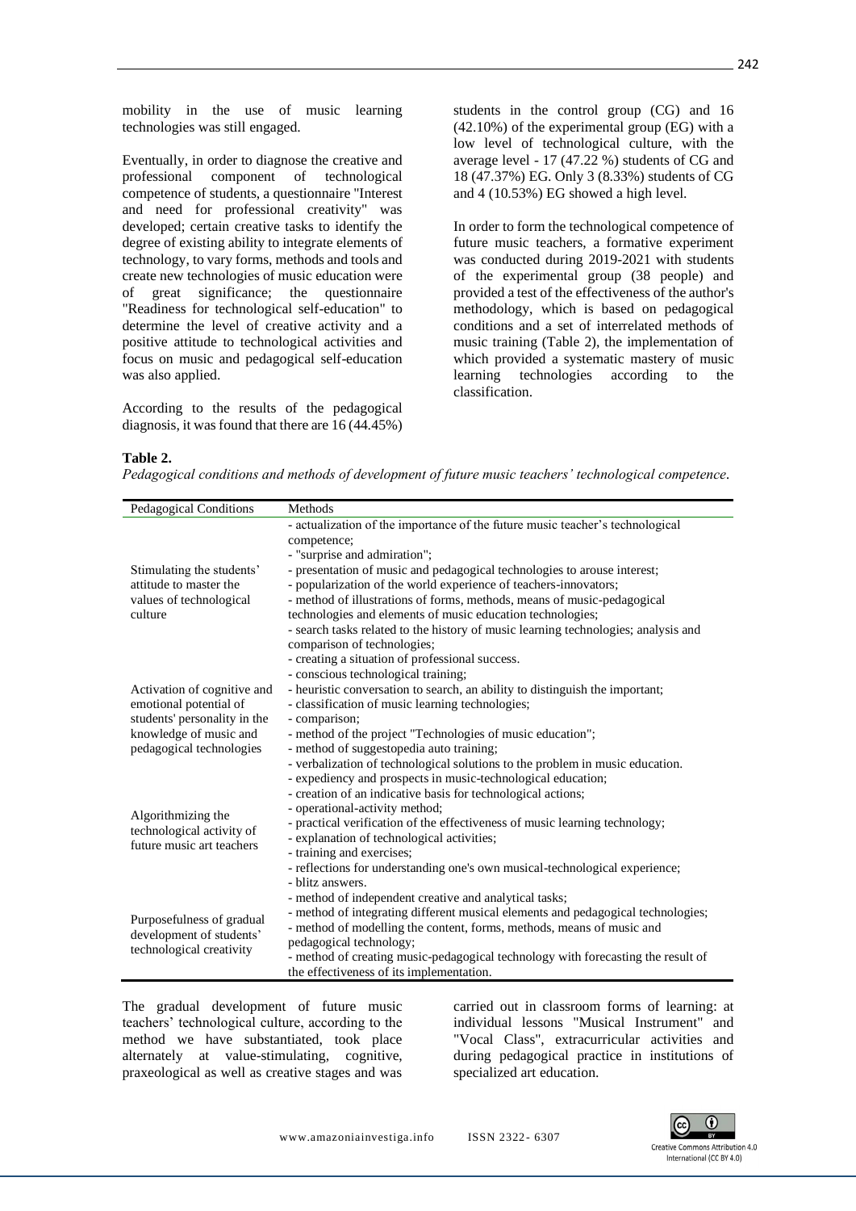mobility in the use of music learning technologies was still engaged.

Eventually, in order to diagnose the creative and professional component of technological competence of students, a questionnaire "Interest and need for professional creativity" was developed; certain creative tasks to identify the degree of existing ability to integrate elements of technology, to vary forms, methods and tools and create new technologies of music education were of great significance; the questionnaire "Readiness for technological self-education" to determine the level of creative activity and a positive attitude to technological activities and focus on music and pedagogical self-education was also applied.

According to the results of the pedagogical diagnosis, it was found that there are 16 (44.45%) students in the control group (CG) and 16 (42.10%) of the experimental group (EG) with a low level of technological culture, with the average level - 17 (47.22 %) students of CG and 18 (47.37%) EG. Only 3 (8.33%) students of CG and 4 (10.53%) EG showed a high level.

In order to form the technological competence of future music teachers, a formative experiment was conducted during 2019-2021 with students of the experimental group (38 people) and provided a test of the effectiveness of the author's methodology, which is based on pedagogical conditions and a set of interrelated methods of music training (Table 2), the implementation of which provided a systematic mastery of music learning technologies according to the classification.

**Table 2.**
*Pedagogical conditions and methods of development of future music teachers' technological competence.*

| Pedagogical Conditions | Methods |
|---|---|
| Stimulating the students' attitude to master the values of technological culture | - actualization of the importance of the future music teacher's technological competence;<br>- "surprise and admiration";<br>- presentation of music and pedagogical technologies to arouse interest;<br>- popularization of the world experience of teachers-innovators;<br>- method of illustrations of forms, methods, means of music-pedagogical technologies and elements of music education technologies;<br>- search tasks related to the history of music learning technologies; analysis and comparison of technologies;<br>- creating a situation of professional success. |
| Activation of cognitive and emotional potential of students' personality in the knowledge of music and pedagogical technologies | - conscious technological training;<br>- heuristic conversation to search, an ability to distinguish the important;<br>- classification of music learning technologies;<br>- comparison;<br>- method of the project "Technologies of music education";<br>- method of suggestopedia auto training;<br>- verbalization of technological solutions to the problem in music education. |
| Algorithmizing the technological activity of future music art teachers | - expediency and prospects in music-technological education;<br>- creation of an indicative basis for technological actions;<br>- operational-activity method;<br>- practical verification of the effectiveness of music learning technology;<br>- explanation of technological activities;<br>- training and exercises;<br>- reflections for understanding one's own musical-technological experience;<br>- blitz answers. |
| Purposefulness of gradual development of students' technological creativity | - method of independent creative and analytical tasks;<br>- method of integrating different musical elements and pedagogical technologies;<br>- method of modelling the content, forms, methods, means of music and pedagogical technology;<br>- method of creating music-pedagogical technology with forecasting the result of the effectiveness of its implementation. |

The gradual development of future music teachers' technological culture, according to the method we have substantiated, took place alternately at value-stimulating, cognitive, praxeological as well as creative stages and was carried out in classroom forms of learning: at individual lessons "Musical Instrument" and "Vocal Class", extracurricular activities and during pedagogical practice in institutions of specialized art education.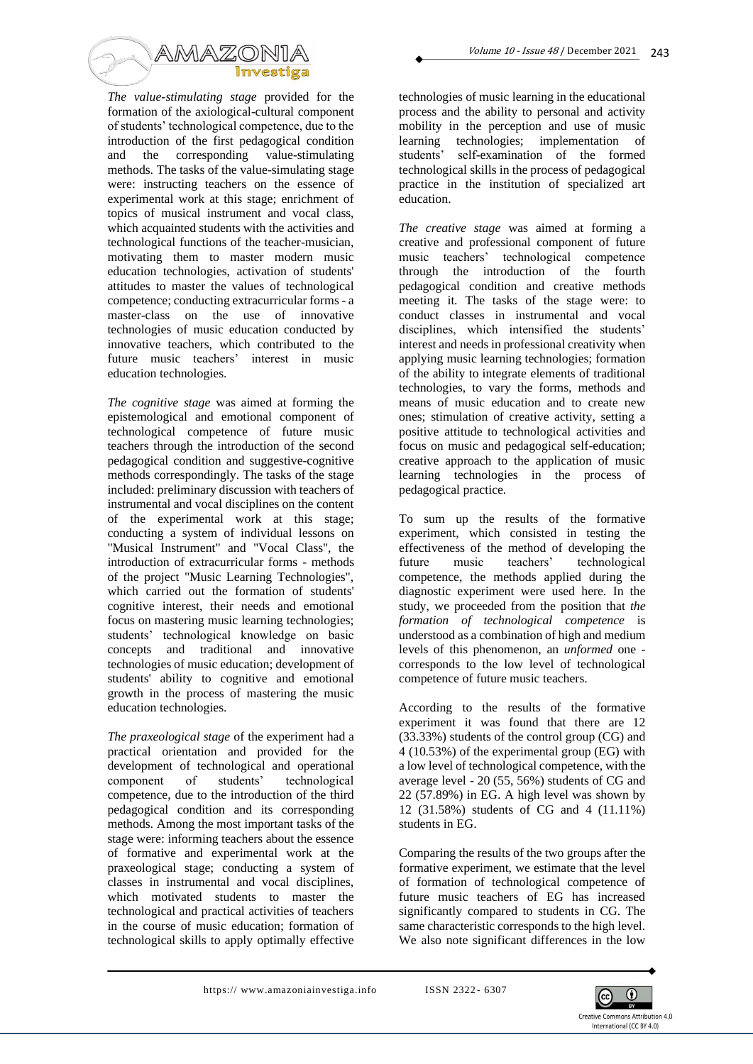*The value-stimulating stage* provided for the formation of the axiological-cultural component of students' technological competence, due to the introduction of the first pedagogical condition and the corresponding value-stimulating methods. The tasks of the value-simulating stage were: instructing teachers on the essence of experimental work at this stage; enrichment of topics of musical instrument and vocal class, which acquainted students with the activities and technological functions of the teacher-musician, motivating them to master modern music education technologies, activation of students' attitudes to master the values of technological competence; conducting extracurricular forms - a master-class on the use of innovative technologies of music education conducted by innovative teachers, which contributed to the future music teachers' interest in music education technologies.

*The cognitive stage* was aimed at forming the epistemological and emotional component of technological competence of future music teachers through the introduction of the second pedagogical condition and suggestive-cognitive methods correspondingly. The tasks of the stage included: preliminary discussion with teachers of instrumental and vocal disciplines on the content of the experimental work at this stage; conducting a system of individual lessons on "Musical Instrument" and "Vocal Class", the introduction of extracurricular forms - methods of the project "Music Learning Technologies", which carried out the formation of students' cognitive interest, their needs and emotional focus on mastering music learning technologies; students' technological knowledge on basic concepts and traditional and innovative technologies of music education; development of students' ability to cognitive and emotional growth in the process of mastering the music education technologies.

*The praxeological stage* of the experiment had a practical orientation and provided for the development of technological and operational component of students' technological competence, due to the introduction of the third pedagogical condition and its corresponding methods. Among the most important tasks of the stage were: informing teachers about the essence of formative and experimental work at the praxeological stage; conducting a system of classes in instrumental and vocal disciplines, which motivated students to master the technological and practical activities of teachers in the course of music education; formation of technological skills to apply optimally effective technologies of music learning in the educational process and the ability to personal and activity mobility in the perception and use of music learning technologies; implementation of students' self-examination of the formed technological skills in the process of pedagogical practice in the institution of specialized art education.

*The creative stage* was aimed at forming a creative and professional component of future music teachers' technological competence through the introduction of the fourth pedagogical condition and creative methods meeting it. The tasks of the stage were: to conduct classes in instrumental and vocal disciplines, which intensified the students' interest and needs in professional creativity when applying music learning technologies; formation of the ability to integrate elements of traditional technologies, to vary the forms, methods and means of music education and to create new ones; stimulation of creative activity, setting a positive attitude to technological activities and focus on music and pedagogical self-education; creative approach to the application of music learning technologies in the process of pedagogical practice.

To sum up the results of the formative experiment, which consisted in testing the effectiveness of the method of developing the future music teachers' technological competence, the methods applied during the diagnostic experiment were used here. In the study, we proceeded from the position that *the formation of technological competence* is understood as a combination of high and medium levels of this phenomenon, an *unformed* one - corresponds to the low level of technological competence of future music teachers.

According to the results of the formative experiment it was found that there are 12 (33.33%) students of the control group (CG) and 4 (10.53%) of the experimental group (EG) with a low level of technological competence, with the average level - 20 (55, 56%) students of CG and 22 (57.89%) in EG. A high level was shown by 12 (31.58%) students of CG and 4 (11.11%) students in EG.

Comparing the results of the two groups after the formative experiment, we estimate that the level of formation of technological competence of future music teachers of EG has increased significantly compared to students in CG. The same characteristic corresponds to the high level. We also note significant differences in the low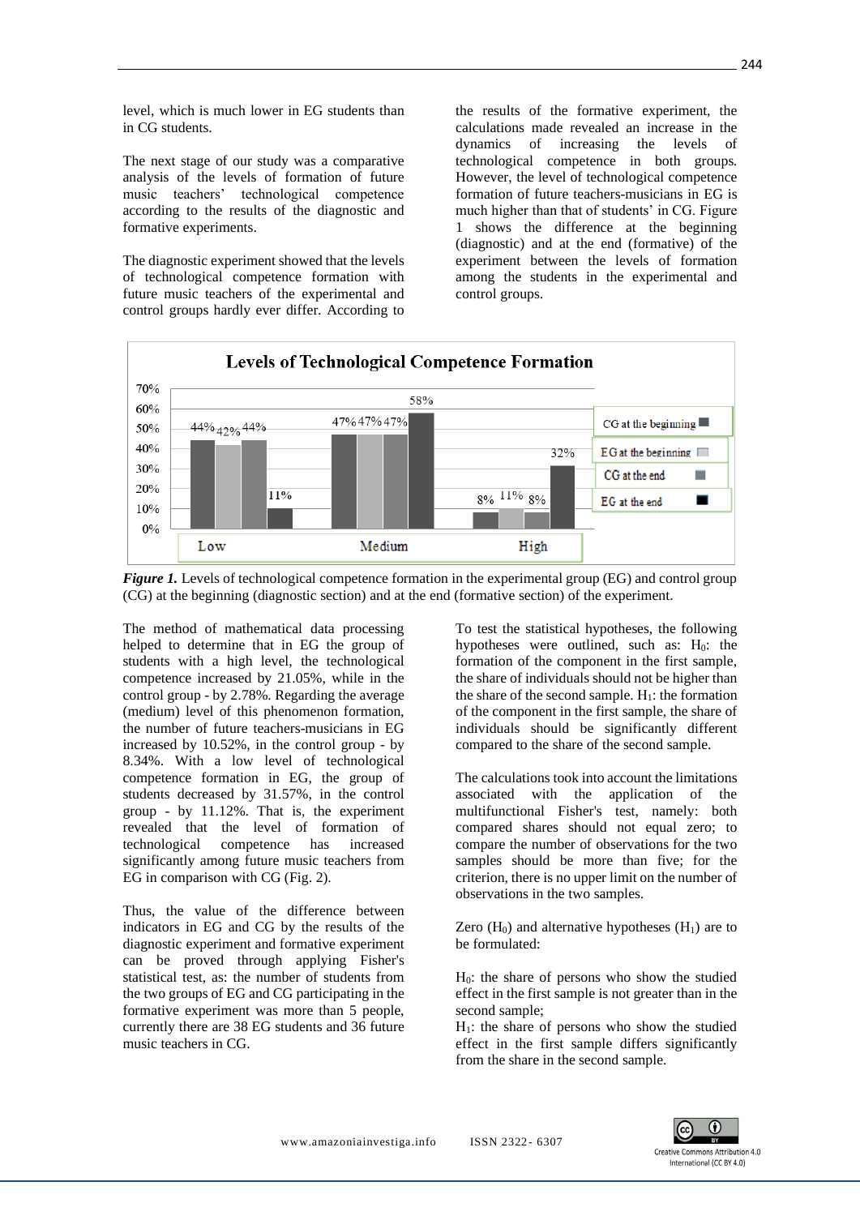level, which is much lower in EG students than in CG students.

The next stage of our study was a comparative analysis of the levels of formation of future music teachers' technological competence according to the results of the diagnostic and formative experiments.

The diagnostic experiment showed that the levels of technological competence formation with future music teachers of the experimental and control groups hardly ever differ. According to the results of the formative experiment, the calculations made revealed an increase in the dynamics of increasing the levels of technological competence in both groups. However, the level of technological competence formation of future teachers-musicians in EG is much higher than that of students' in CG. Figure 1 shows the difference at the beginning (diagnostic) and at the end (formative) of the experiment between the levels of formation among the students in the experimental and control groups.

**Levels of Technological Competence Formation**

| | CG at the beginning | EG at the beginning | CG at the end | EG at the end |
|---|---|---|---|---|
| Low | 44% | 42% | 44% | 11% |
| Medium | 47% | 47% | 47% | 58% |
| High | 8% | 11% | 8% | 32% |

***Figure 1.*** Levels of technological competence formation in the experimental group (EG) and control group (CG) at the beginning (diagnostic section) and at the end (formative section) of the experiment.

The method of mathematical data processing helped to determine that in EG the group of students with a high level, the technological competence increased by 21.05%, while in the control group - by 2.78%. Regarding the average (medium) level of this phenomenon formation, the number of future teachers-musicians in EG increased by 10.52%, in the control group - by 8.34%. With a low level of technological competence formation in EG, the group of students decreased by 31.57%, in the control group - by 11.12%. That is, the experiment revealed that the level of formation of technological competence has increased significantly among future music teachers from EG in comparison with CG (Fig. 2).

Thus, the value of the difference between indicators in EG and CG by the results of the diagnostic experiment and formative experiment can be proved through applying Fisher's statistical test, as: the number of students from the two groups of EG and CG participating in the formative experiment was more than 5 people, currently there are 38 EG students and 36 future music teachers in CG.

To test the statistical hypotheses, the following hypotheses were outlined, such as: $H_0$: the formation of the component in the first sample, the share of individuals should not be higher than the share of the second sample. $H_1$: the formation of the component in the first sample, the share of individuals should be significantly different compared to the share of the second sample.

The calculations took into account the limitations associated with the application of the multifunctional Fisher's test, namely: both compared shares should not equal zero; to compare the number of observations for the two samples should be more than five; for the criterion, there is no upper limit on the number of observations in the two samples.

Zero ($H_0$) and alternative hypotheses ($H_1$) are to be formulated:

$H_0$: the share of persons who show the studied effect in the first sample is not greater than in the second sample;
$H_1$: the share of persons who show the studied effect in the first sample differs significantly from the share in the second sample.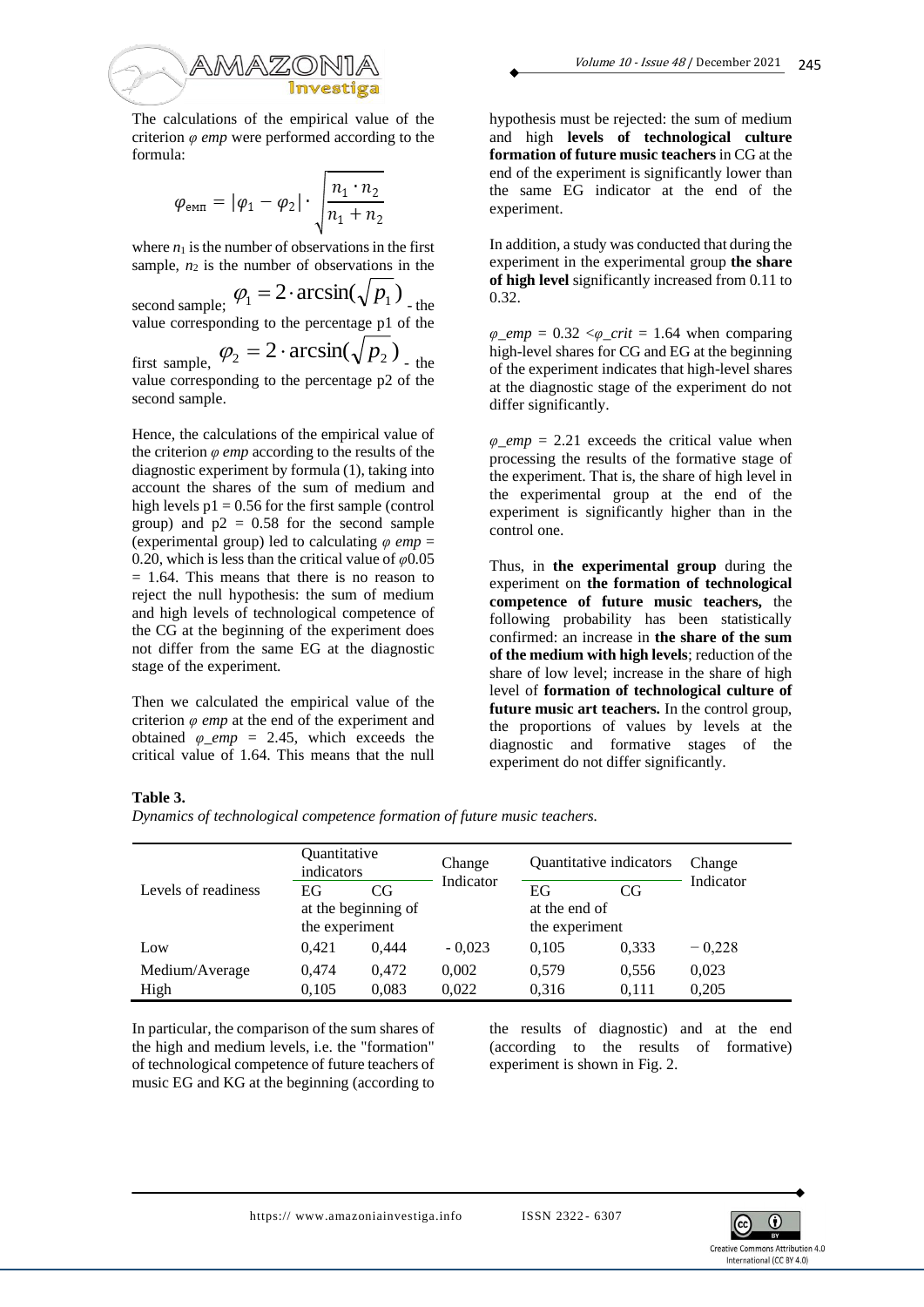The calculations of the empirical value of the criterion *φ emp* were performed according to the formula:

$$\varphi_{\text{емп}} = |\varphi_1 - \varphi_2| \cdot \sqrt{\frac{n_1 \cdot n_2}{n_1 + n_2}}$$

where $n_1$ is the number of observations in the first sample, $n_2$ is the number of observations in the second sample; $\varphi_1 = 2 \cdot \arcsin(\sqrt{p_1})$ - the value corresponding to the percentage p1 of the first sample, $\varphi_2 = 2 \cdot \arcsin(\sqrt{p_2})$ - the value corresponding to the percentage p2 of the second sample.

Hence, the calculations of the empirical value of the criterion *φ emp* according to the results of the diagnostic experiment by formula (1), taking into account the shares of the sum of medium and high levels p1 = 0.56 for the first sample (control group) and p2 = 0.58 for the second sample (experimental group) led to calculating *φ emp* = 0.20, which is less than the critical value of *φ*0.05 = 1.64. This means that there is no reason to reject the null hypothesis: the sum of medium and high levels of technological competence of the CG at the beginning of the experiment does not differ from the same EG at the diagnostic stage of the experiment.

Then we calculated the empirical value of the criterion *φ emp* at the end of the experiment and obtained *φ_emp* = 2.45, which exceeds the critical value of 1.64. This means that the null hypothesis must be rejected: the sum of medium and high **levels of technological culture formation of future music teachers** in CG at the end of the experiment is significantly lower than the same EG indicator at the end of the experiment.

In addition, a study was conducted that during the experiment in the experimental group **the share of high level** significantly increased from 0.11 to 0.32.

*φ_emp* = 0.32 <*φ_crit* = 1.64 when comparing high-level shares for CG and EG at the beginning of the experiment indicates that high-level shares at the diagnostic stage of the experiment do not differ significantly.

*φ_emp* = 2.21 exceeds the critical value when processing the results of the formative stage of the experiment. That is, the share of high level in the experimental group at the end of the experiment is significantly higher than in the control one.

Thus, in **the experimental group** during the experiment on **the formation of technological competence of future music teachers,** the following probability has been statistically confirmed: an increase in **the share of the sum of the medium with high levels**; reduction of the share of low level; increase in the share of high level of **formation of technological culture of future music art teachers.** In the control group, the proportions of values by levels at the diagnostic and formative stages of the experiment do not differ significantly.

**Table 3.**
*Dynamics of technological competence formation of future music teachers.*

| Levels of readiness | Quantitative indicators | | Change Indicator | Quantitative indicators | | Change Indicator |
|---|---|---|---|---|---|---|
| | EG | CG | | EG | CG | |
| | at the beginning of the experiment | | | at the end of the experiment | | |
| Low | 0,421 | 0,444 | - 0,023 | 0,105 | 0,333 | − 0,228 |
| Medium/Average | 0,474 | 0,472 | 0,002 | 0,579 | 0,556 | 0,023 |
| High | 0,105 | 0,083 | 0,022 | 0,316 | 0,111 | 0,205 |

In particular, the comparison of the sum shares of the high and medium levels, i.e. the "formation" of technological competence of future teachers of music EG and KG at the beginning (according to the results of diagnostic) and at the end (according to the results of formative) experiment is shown in Fig. 2.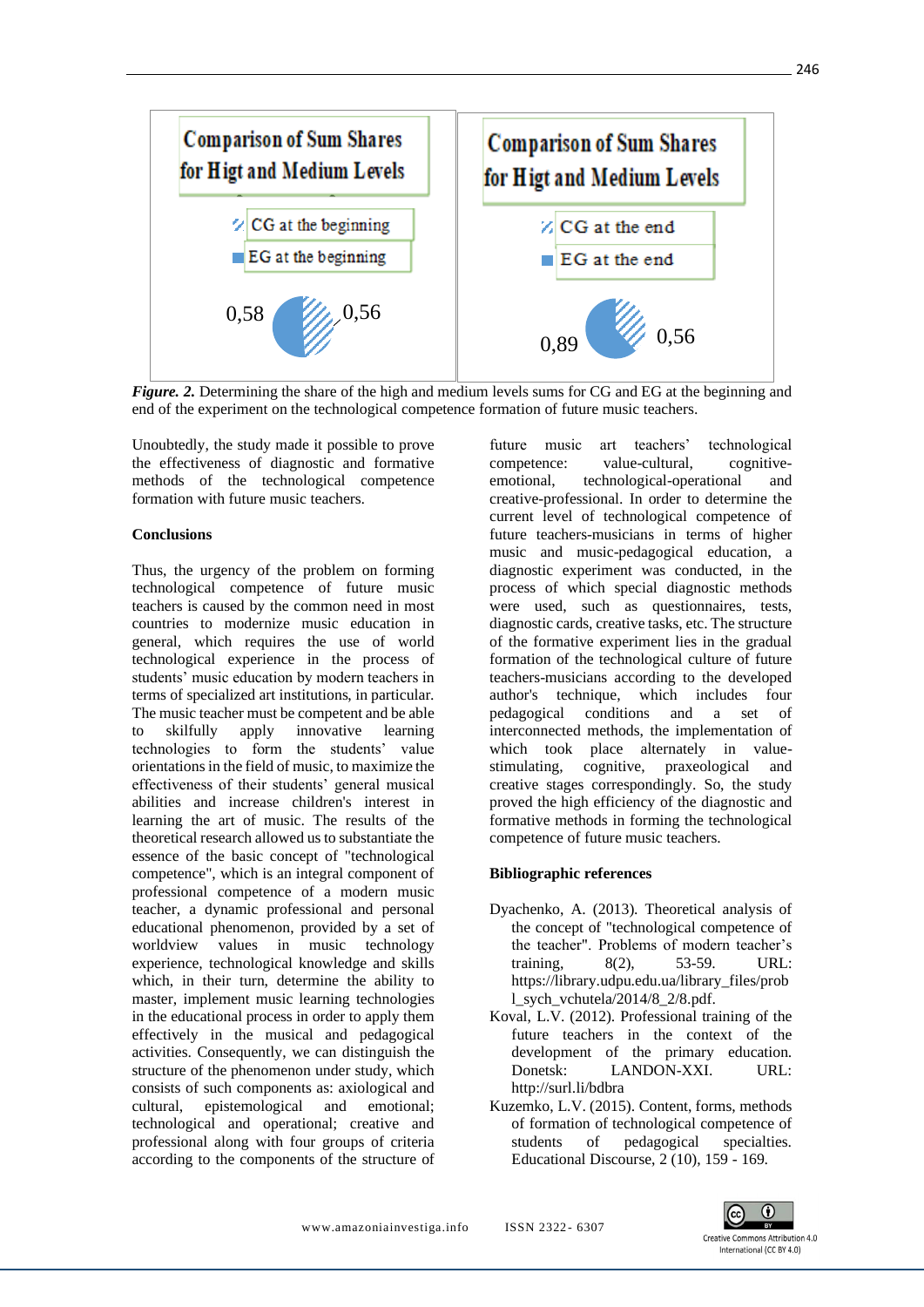Comparison of Sum Shares for Higt and Medium Levels

CG at the beginning

EG at the beginning

0,58

0,56

Comparison of Sum Shares for Higt and Medium Levels

CG at the end

EG at the end

0,89

0,56

***Figure. 2.*** Determining the share of the high and medium levels sums for CG and EG at the beginning and end of the experiment on the technological competence formation of future music teachers.

Unoubtedly, the study made it possible to prove the effectiveness of diagnostic and formative methods of the technological competence formation with future music teachers.

## Conclusions

Thus, the urgency of the problem on forming technological competence of future music teachers is caused by the common need in most countries to modernize music education in general, which requires the use of world technological experience in the process of students' music education by modern teachers in terms of specialized art institutions, in particular. The music teacher must be competent and be able to skilfully apply innovative learning technologies to form the students' value orientations in the field of music, to maximize the effectiveness of their students' general musical abilities and increase children's interest in learning the art of music. The results of the theoretical research allowed us to substantiate the essence of the basic concept of "technological competence", which is an integral component of professional competence of a modern music teacher, a dynamic professional and personal educational phenomenon, provided by a set of worldview values in music technology experience, technological knowledge and skills which, in their turn, determine the ability to master, implement music learning technologies in the educational process in order to apply them effectively in the musical and pedagogical activities. Consequently, we can distinguish the structure of the phenomenon under study, which consists of such components as: axiological and cultural, epistemological and emotional; technological and operational; creative and professional along with four groups of criteria according to the components of the structure of future music art teachers' technological competence: value-cultural, cognitive-emotional, technological-operational and creative-professional. In order to determine the current level of technological competence of future teachers-musicians in terms of higher music and music-pedagogical education, a diagnostic experiment was conducted, in the process of which special diagnostic methods were used, such as questionnaires, tests, diagnostic cards, creative tasks, etc. The structure of the formative experiment lies in the gradual formation of the technological culture of future teachers-musicians according to the developed author's technique, which includes four pedagogical conditions and a set of interconnected methods, the implementation of which took place alternately in value-stimulating, cognitive, praxeological and creative stages correspondingly. So, the study proved the high efficiency of the diagnostic and formative methods in forming the technological competence of future music teachers.

## Bibliographic references

Dyachenko, A. (2013). Theoretical analysis of the concept of "technological competence of the teacher". Problems of modern teacher's training, 8(2), 53-59. URL: https://library.udpu.edu.ua/library_files/probl_sych_vchutela/2014/8_2/8.pdf.

Koval, L.V. (2012). Professional training of the future teachers in the context of the development of the primary education. Donetsk: LANDON-XXI. URL: http://surl.li/bdbra

Kuzemko, L.V. (2015). Content, forms, methods of formation of technological competence of students of pedagogical specialties. Educational Discourse, 2 (10), 159 - 169.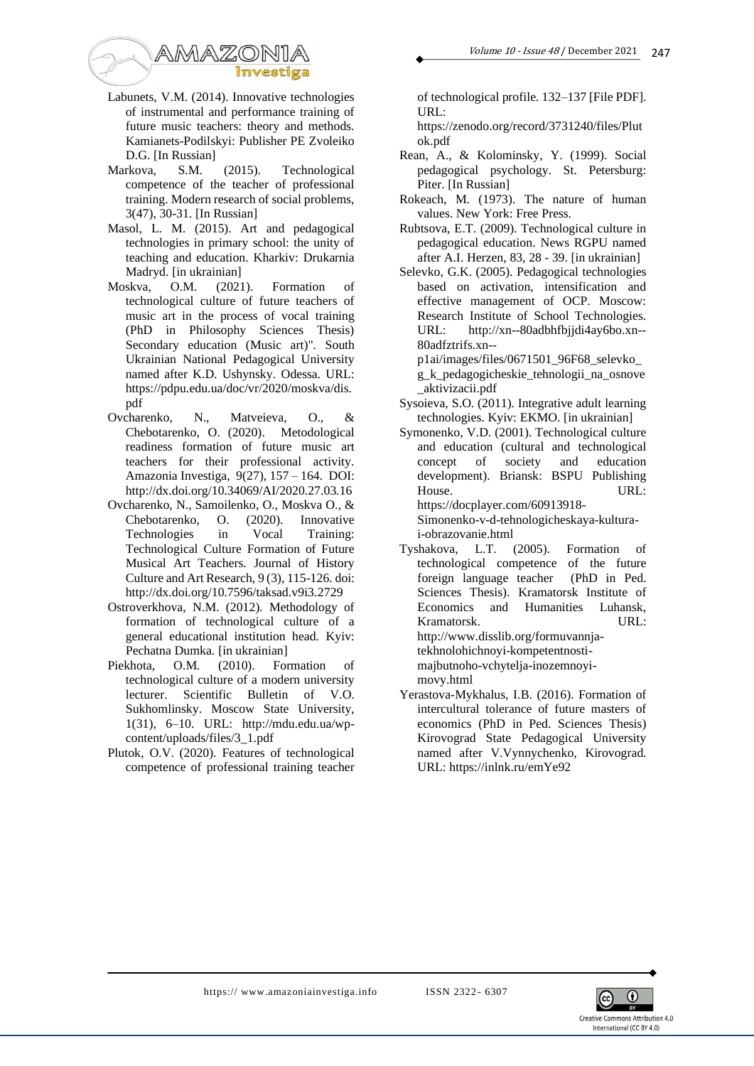Labunets, V.M. (2014). Innovative technologies of instrumental and performance training of future music teachers: theory and methods. Kamianets-Podilskyi: Publisher PE Zvoleiko D.G. [In Russian]

Markova, S.M. (2015). Technological competence of the teacher of professional training. Modern research of social problems, 3(47), 30-31. [In Russian]

Masol, L. M. (2015). Art and pedagogical technologies in primary school: the unity of teaching and education. Kharkiv: Drukarnia Madryd. [in ukrainian]

Moskva, O.M. (2021). Formation of technological culture of future teachers of music art in the process of vocal training (PhD in Philosophy Sciences Thesis) Secondary education (Music art)". South Ukrainian National Pedagogical University named after K.D. Ushynsky. Odessa. URL: https://pdpu.edu.ua/doc/vr/2020/moskva/dis.pdf

Ovcharenko, N., Matveieva, O., & Chebotarenko, O. (2020). Metodological readiness formation of future music art teachers for their professional activity. Amazonia Investiga, 9(27), 157 – 164. DOI: http://dx.doi.org/10.34069/AI/2020.27.03.16

Ovcharenko, N., Samoilenko, O., Moskva O., & Chebotarenko, O. (2020). Innovative Technologies in Vocal Training: Technological Culture Formation of Future Musical Art Teachers. Journal of History Culture and Art Research, 9 (3), 115-126. doi: http://dx.doi.org/10.7596/taksad.v9i3.2729

Ostroverkhova, N.M. (2012). Methodology of formation of technological culture of a general educational institution head. Kyiv: Pechatna Dumka. [in ukrainian]

Piekhota, O.M. (2010). Formation of technological culture of a modern university lecturer. Scientific Bulletin of V.O. Sukhomlinsky. Moscow State University, 1(31), 6–10. URL: http://mdu.edu.ua/wp-content/uploads/files/3_1.pdf

Plutok, O.V. (2020). Features of technological competence of professional training teacher of technological profile. 132–137 [File PDF]. URL: https://zenodo.org/record/3731240/files/Plutok.pdf

Rean, A., & Kolominsky, Y. (1999). Social pedagogical psychology. St. Petersburg: Piter. [In Russian]

Rokeach, M. (1973). The nature of human values. New York: Free Press.

Rubtsova, E.T. (2009). Technological culture in pedagogical education. News RGPU named after A.I. Herzen, 83, 28 - 39. [in ukrainian]

Selevko, G.K. (2005). Pedagogical technologies based on activation, intensification and effective management of OCP. Moscow: Research Institute of School Technologies. URL: http://xn--80adbhfbjjdi4ay6bo.xn--80adfztrifs.xn--p1ai/images/files/0671501_96F68_selevko_g_k_pedagogicheskie_tehnologii_na_osnove_aktivizacii.pdf

Sysoieva, S.O. (2011). Integrative adult learning technologies. Kyiv: EKMO. [in ukrainian]

Symonenko, V.D. (2001). Technological culture and education (cultural and technological concept of society and education development). Briansk: BSPU Publishing House. URL: https://docplayer.com/60913918-Simonenko-v-d-tehnologicheskaya-kultura-i-obrazovanie.html

Tyshakova, L.T. (2005). Formation of technological competence of the future foreign language teacher (PhD in Ped. Sciences Thesis). Kramatorsk Institute of Economics and Humanities Luhansk, Kramatorsk. URL: http://www.disslib.org/formuvannja-tekhnolohichnoyi-kompetentnosti-majbutnoho-vchytelja-inozemnoyi-movy.html

Yerastova-Mykhalus, I.B. (2016). Formation of intercultural tolerance of future masters of economics (PhD in Ped. Sciences Thesis) Kirovograd State Pedagogical University named after V.Vynnychenko, Kirovograd. URL: https://inlnk.ru/emYe92